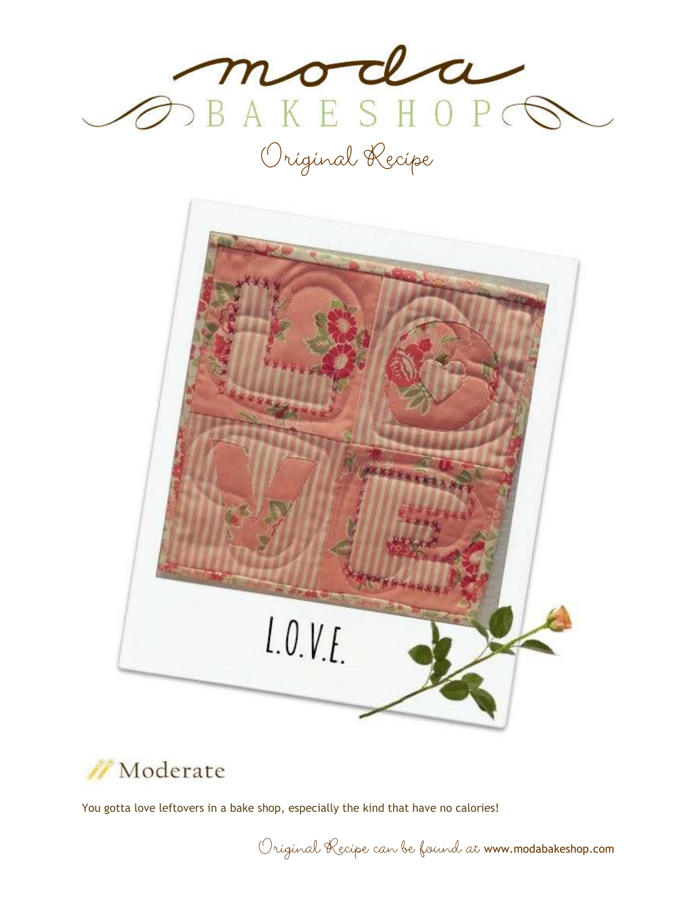# moda BAKE SHOP

Original Recipe

L.O.V.E.

Moderate

You gotta love leftovers in a bake shop, especially the kind that have no calories!

Original Recipe can be found at www.modabakeshop.com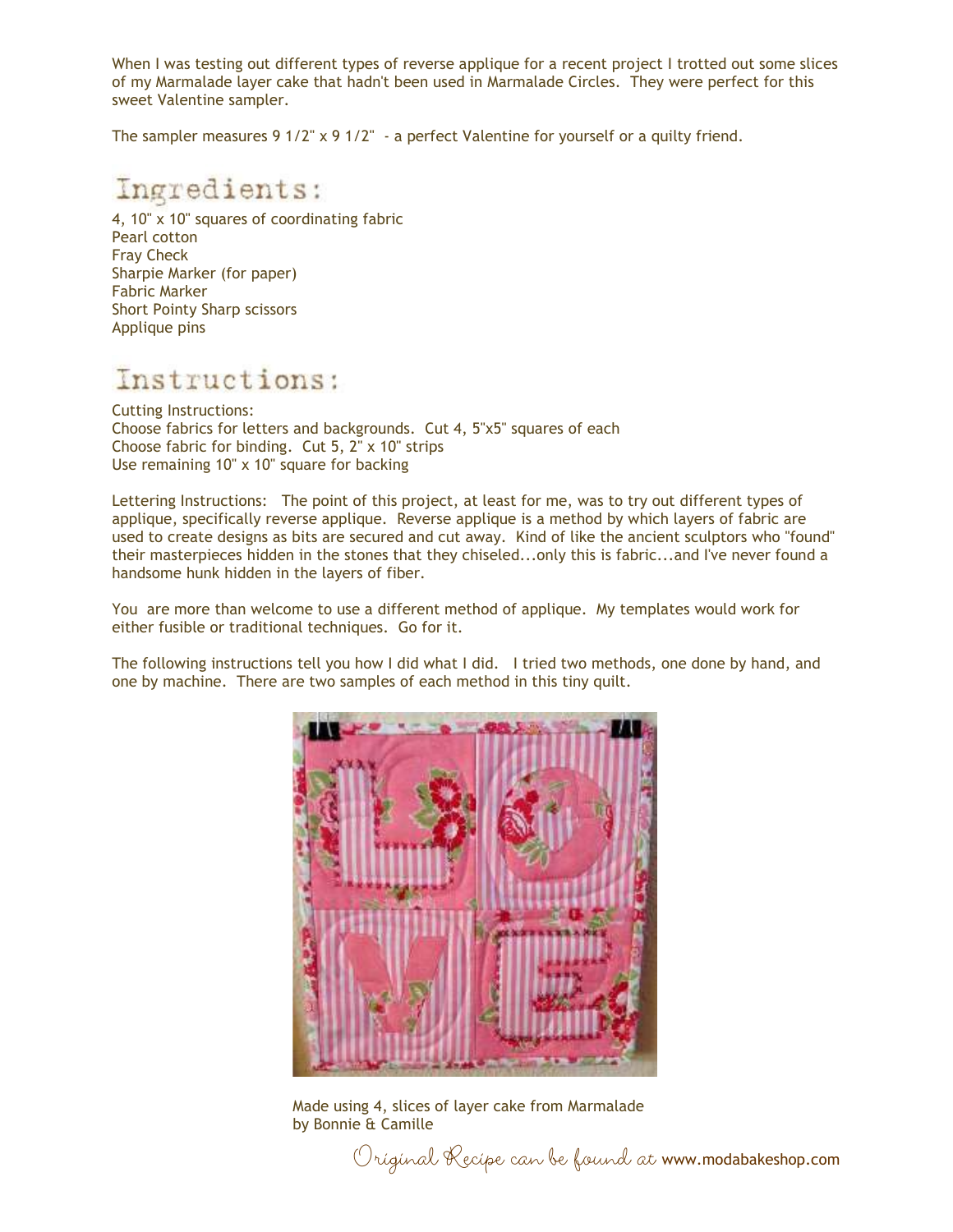When I was testing out different types of reverse applique for a recent project I trotted out some slices of my Marmalade layer cake that hadn't been used in Marmalade Circles. They were perfect for this sweet Valentine sampler.

The sampler measures 9 1/2" x 9 1/2" - a perfect Valentine for yourself or a quilty friend.

## Ingredients:

4, 10" x 10" squares of coordinating fabric
Pearl cotton
Fray Check
Sharpie Marker (for paper)
Fabric Marker
Short Pointy Sharp scissors
Applique pins

## Instructions:

Cutting Instructions:
Choose fabrics for letters and backgrounds. Cut 4, 5"x5" squares of each
Choose fabric for binding. Cut 5, 2" x 10" strips
Use remaining 10" x 10" square for backing

Lettering Instructions: The point of this project, at least for me, was to try out different types of applique, specifically reverse applique. Reverse applique is a method by which layers of fabric are used to create designs as bits are secured and cut away. Kind of like the ancient sculptors who "found" their masterpieces hidden in the stones that they chiseled...only this is fabric...and I've never found a handsome hunk hidden in the layers of fiber.

You are more than welcome to use a different method of applique. My templates would work for either fusible or traditional techniques. Go for it.

The following instructions tell you how I did what I did. I tried two methods, one done by hand, and one by machine. There are two samples of each method in this tiny quilt.

Made using 4, slices of layer cake from Marmalade by Bonnie & Camille

Original Recipe can be found at www.modabakeshop.com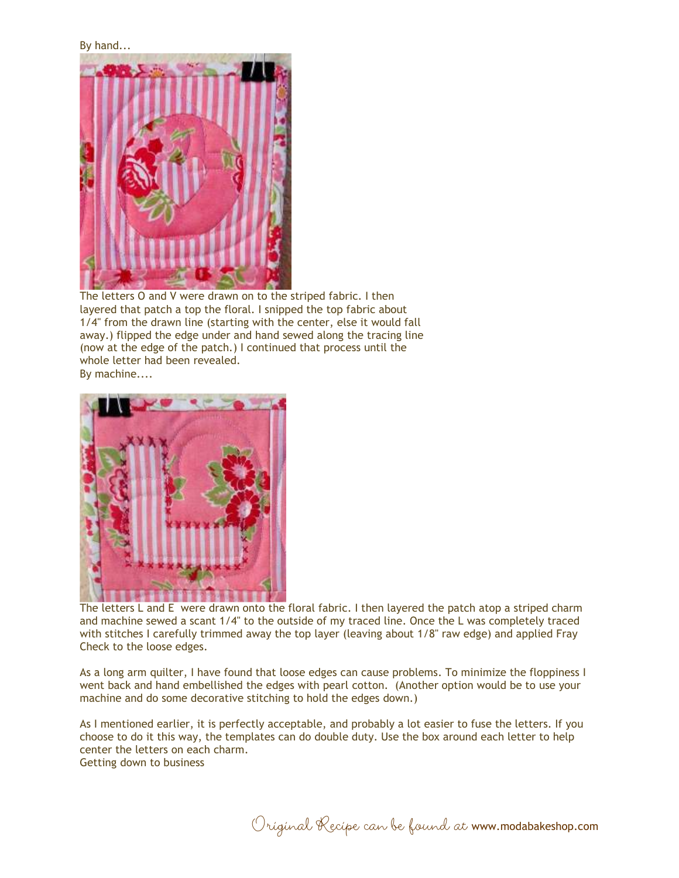By hand...

The letters O and V were drawn on to the striped fabric. I then layered that patch a top the floral. I snipped the top fabric about 1/4" from the drawn line (starting with the center, else it would fall away.) flipped the edge under and hand sewed along the tracing line (now at the edge of the patch.) I continued that process until the whole letter had been revealed.

By machine....

The letters L and E were drawn onto the floral fabric. I then layered the patch atop a striped charm and machine sewed a scant 1/4" to the outside of my traced line. Once the L was completely traced with stitches I carefully trimmed away the top layer (leaving about 1/8" raw edge) and applied Fray Check to the loose edges.

As a long arm quilter, I have found that loose edges can cause problems. To minimize the floppiness I went back and hand embellished the edges with pearl cotton. (Another option would be to use your machine and do some decorative stitching to hold the edges down.)

As I mentioned earlier, it is perfectly acceptable, and probably a lot easier to fuse the letters. If you choose to do it this way, the templates can do double duty. Use the box around each letter to help center the letters on each charm.

Getting down to business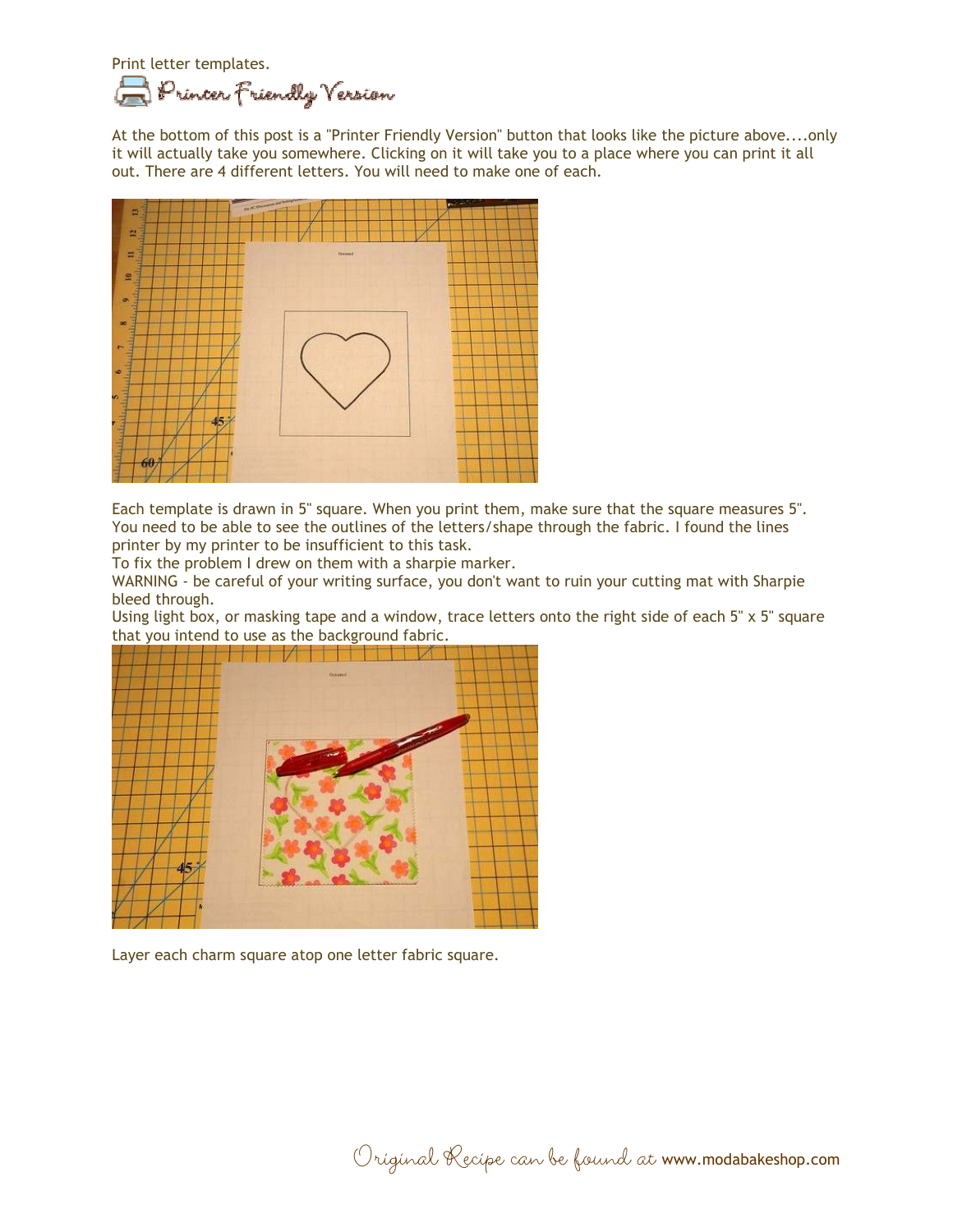Print letter templates.

Printer Friendly Version

At the bottom of this post is a "Printer Friendly Version" button that looks like the picture above....only it will actually take you somewhere. Clicking on it will take you to a place where you can print it all out. There are 4 different letters. You will need to make one of each.

Each template is drawn in 5" square. When you print them, make sure that the square measures 5". You need to be able to see the outlines of the letters/shape through the fabric. I found the lines printer by my printer to be insufficient to this task.
To fix the problem I drew on them with a sharpie marker.
WARNING - be careful of your writing surface, you don't want to ruin your cutting mat with Sharpie bleed through.
Using light box, or masking tape and a window, trace letters onto the right side of each 5" x 5" square that you intend to use as the background fabric.

Layer each charm square atop one letter fabric square.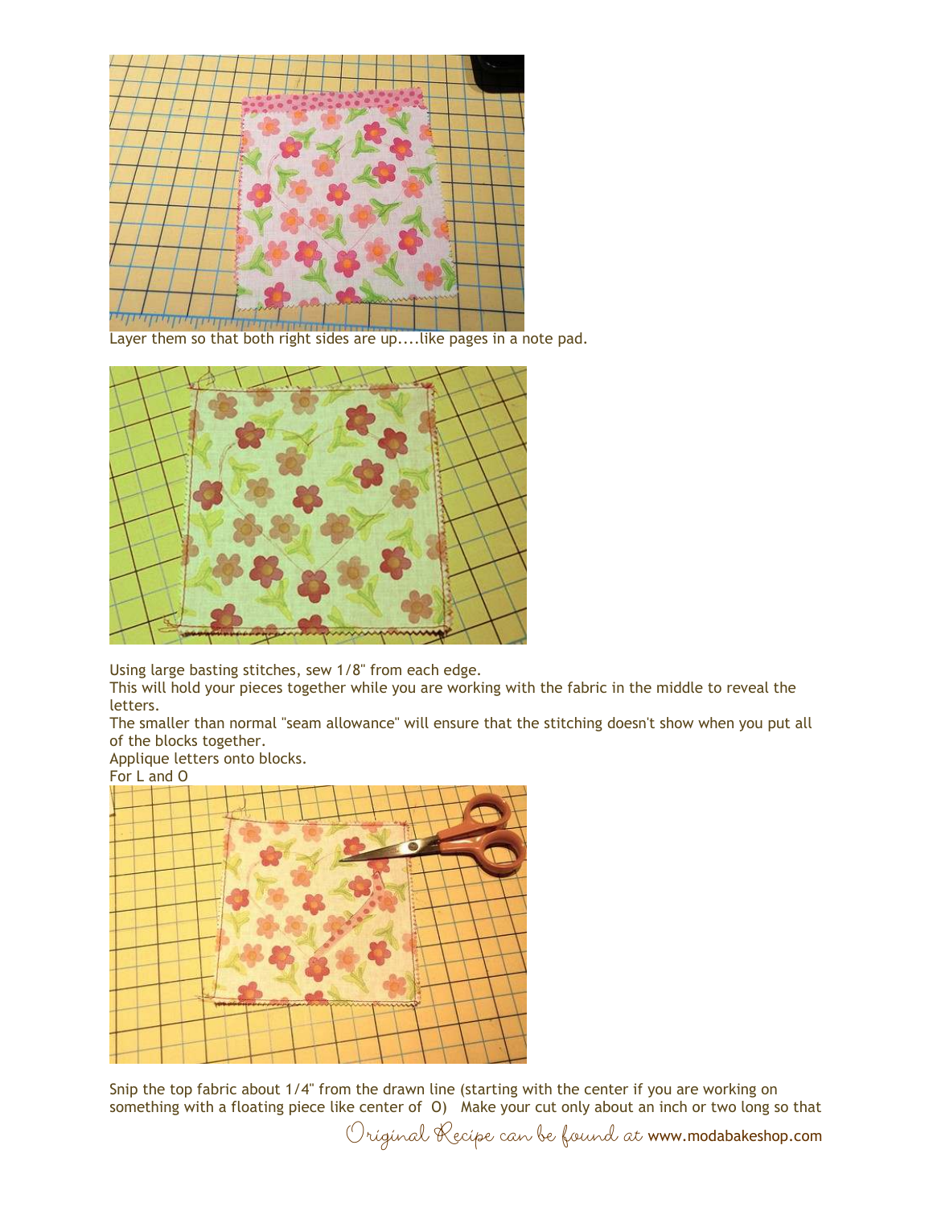Layer them so that both right sides are up....like pages in a note pad.

Using large basting stitches, sew 1/8" from each edge.
This will hold your pieces together while you are working with the fabric in the middle to reveal the letters.
The smaller than normal "seam allowance" will ensure that the stitching doesn't show when you put all of the blocks together.
Applique letters onto blocks.
For L and O

Snip the top fabric about 1/4" from the drawn line (starting with the center if you are working on something with a floating piece like center of O) Make your cut only about an inch or two long so that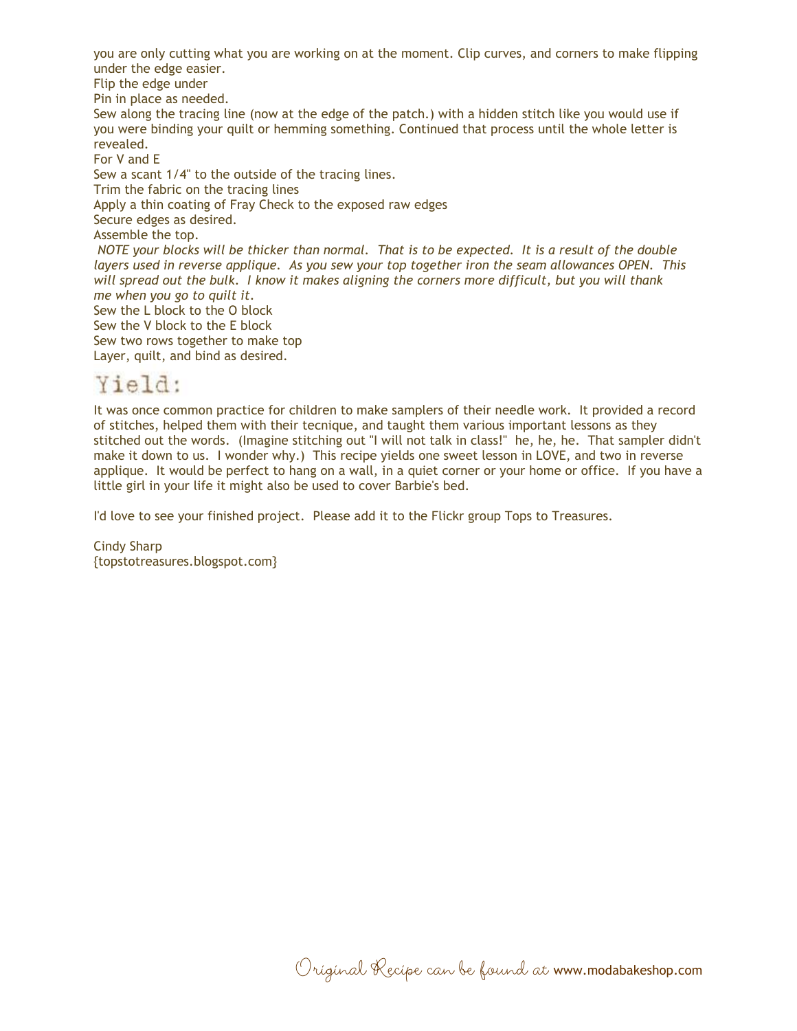you are only cutting what you are working on at the moment. Clip curves, and corners to make flipping under the edge easier.
Flip the edge under
Pin in place as needed.
Sew along the tracing line (now at the edge of the patch.) with a hidden stitch like you would use if you were binding your quilt or hemming something. Continued that process until the whole letter is revealed.
For V and E
Sew a scant 1/4" to the outside of the tracing lines.
Trim the fabric on the tracing lines
Apply a thin coating of Fray Check to the exposed raw edges
Secure edges as desired.
Assemble the top.
*NOTE your blocks will be thicker than normal. That is to be expected. It is a result of the double layers used in reverse applique. As you sew your top together iron the seam allowances OPEN. This will spread out the bulk. I know it makes aligning the corners more difficult, but you will thank me when you go to quilt it.*
Sew the L block to the O block
Sew the V block to the E block
Sew two rows together to make top
Layer, quilt, and bind as desired.

## Yield:

It was once common practice for children to make samplers of their needle work. It provided a record of stitches, helped them with their tecnique, and taught them various important lessons as they stitched out the words. (Imagine stitching out "I will not talk in class!" he, he, he. That sampler didn't make it down to us. I wonder why.) This recipe yields one sweet lesson in LOVE, and two in reverse applique. It would be perfect to hang on a wall, in a quiet corner or your home or office. If you have a little girl in your life it might also be used to cover Barbie's bed.

I'd love to see your finished project. Please add it to the Flickr group Tops to Treasures.

Cindy Sharp
{topstotreasures.blogspot.com}

Original Recipe can be found at www.modabakeshop.com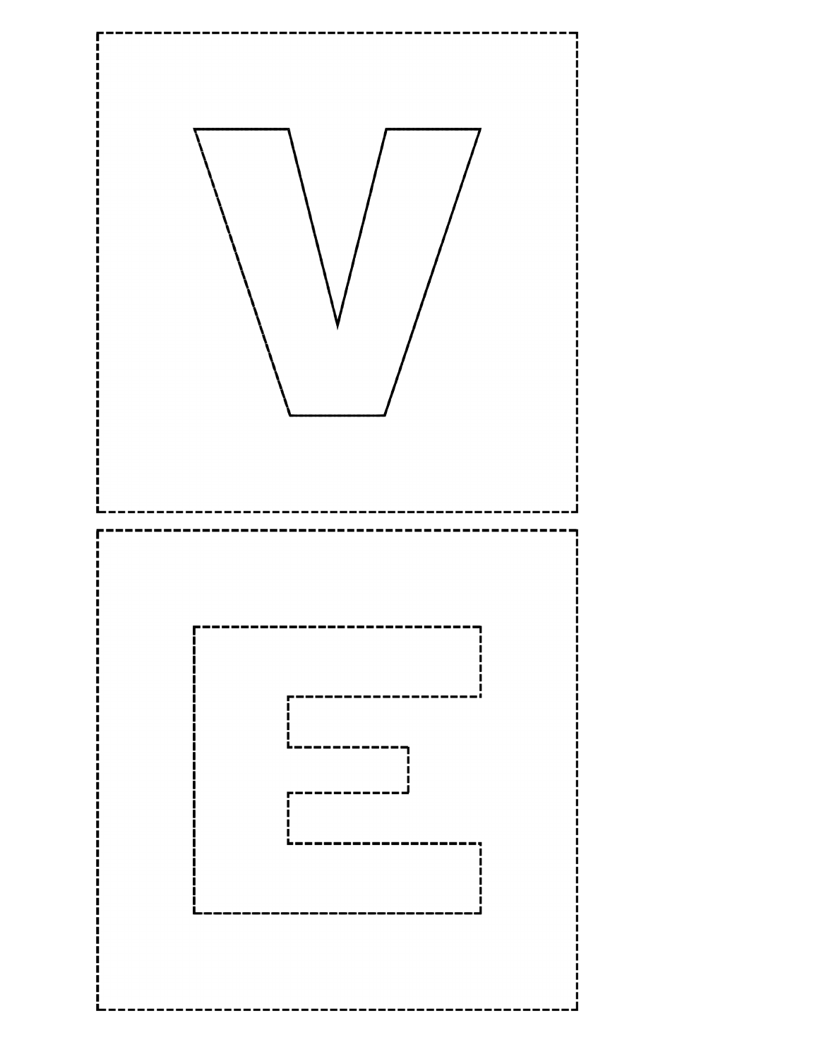V

E